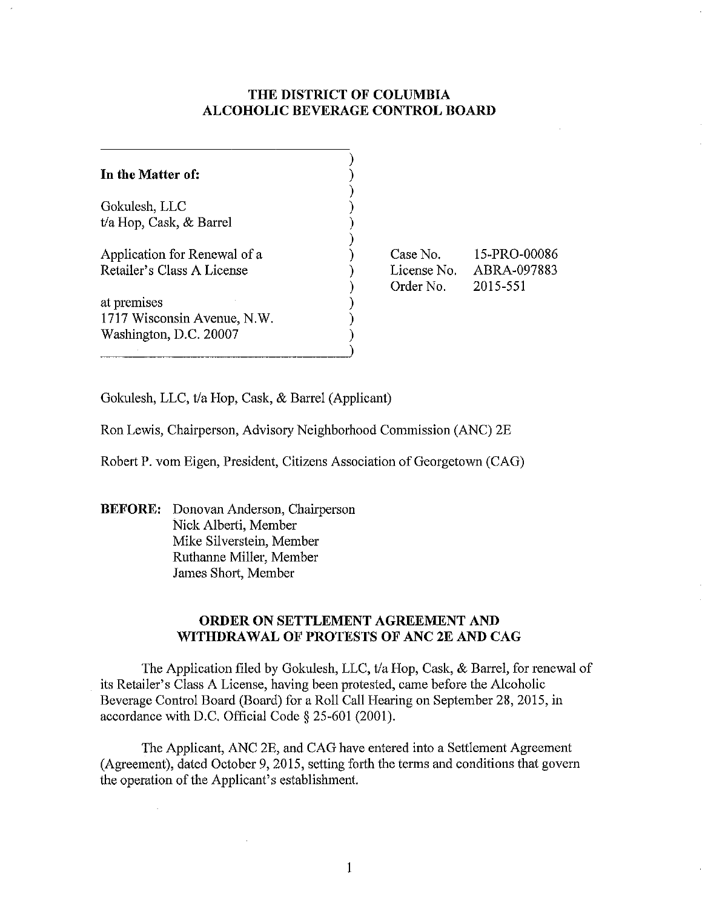# THE DISTRICT OF COLUMBIA ALCOHOLIC BEVERAGE CONTROL BOARD

| | |
|---|---|
| **In the Matter of:** | |
| Gokulesh, LLC<br>t/a Hop, Cask, & Barrel | |
| Application for Renewal of a<br>Retailer's Class A License | Case No. 15-PRO-00086<br>License No. ABRA-097883<br>Order No. 2015-551 |
| at premises<br>1717 Wisconsin Avenue, N.W.<br>Washington, D.C. 20007 | |

Gokulesh, LLC, t/a Hop, Cask, & Barrel (Applicant)

Ron Lewis, Chairperson, Advisory Neighborhood Commission (ANC) 2E

Robert P. vom Eigen, President, Citizens Association of Georgetown (CAG)

**BEFORE:** Donovan Anderson, Chairperson
Nick Alberti, Member
Mike Silverstein, Member
Ruthanne Miller, Member
James Short, Member

## ORDER ON SETTLEMENT AGREEMENT AND WITHDRAWAL OF PROTESTS OF ANC 2E AND CAG

The Application filed by Gokulesh, LLC, t/a Hop, Cask, & Barrel, for renewal of its Retailer's Class A License, having been protested, came before the Alcoholic Beverage Control Board (Board) for a Roll Call Hearing on September 28, 2015, in accordance with D.C. Official Code § 25-601 (2001).

The Applicant, ANC 2E, and CAG have entered into a Settlement Agreement (Agreement), dated October 9, 2015, setting forth the terms and conditions that govern the operation of the Applicant's establishment.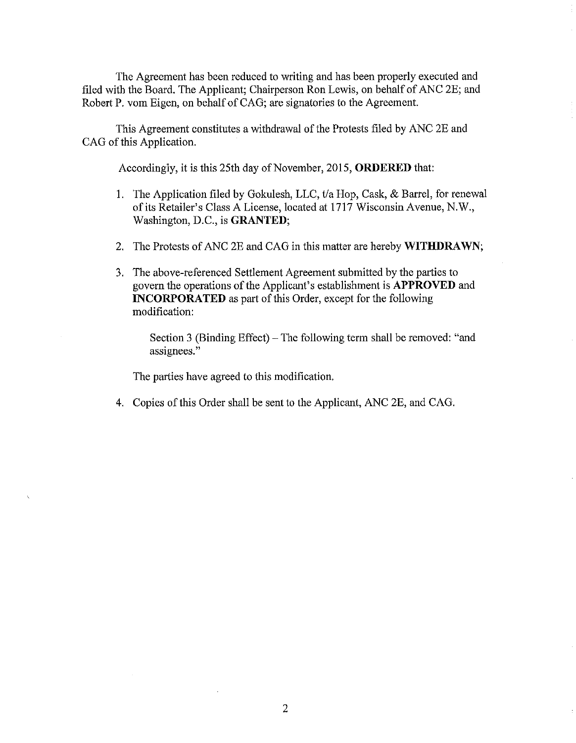The Agreement has been reduced to writing and has been properly executed and filed with the Board. The Applicant; Chairperson Ron Lewis, on behalf of ANC 2E; and Robert P. vom Eigen, on behalf of CAG; are signatories to the Agreement.

This Agreement constitutes a withdrawal of the Protests filed by ANC 2E and CAG of this Application.

Accordingly, it is this 25th day of November, 2015, **ORDERED** that:

1. The Application filed by Gokulesh, LLC, t/a Hop, Cask, & Barrel, for renewal of its Retailer's Class A License, located at 1717 Wisconsin Avenue, N.W., Washington, D.C., is **GRANTED**;

2. The Protests of ANC 2E and CAG in this matter are hereby **WITHDRAWN**;

3. The above-referenced Settlement Agreement submitted by the parties to govern the operations of the Applicant's establishment is **APPROVED** and **INCORPORATED** as part of this Order, except for the following modification:

   Section 3 (Binding Effect) – The following term shall be removed: "and assignees."

   The parties have agreed to this modification.

4. Copies of this Order shall be sent to the Applicant, ANC 2E, and CAG.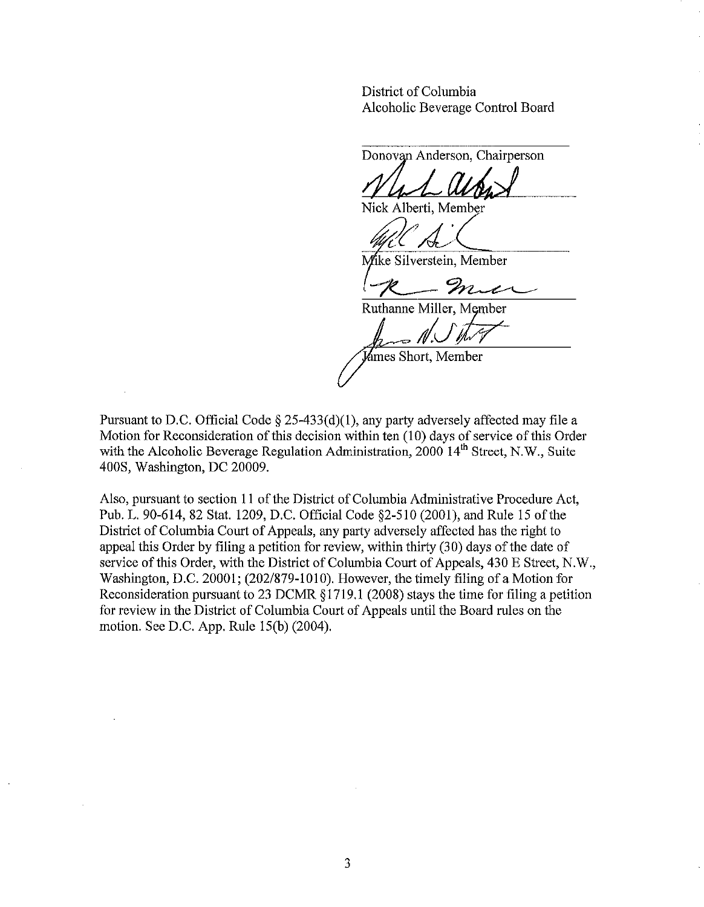District of Columbia
Alcoholic Beverage Control Board

Donovan Anderson, Chairperson

Nick Alberti, Member

Mike Silverstein, Member

Ruthanne Miller, Member

James Short, Member

Pursuant to D.C. Official Code § 25-433(d)(1), any party adversely affected may file a Motion for Reconsideration of this decision within ten (10) days of service of this Order with the Alcoholic Beverage Regulation Administration, 2000 14th Street, N.W., Suite 400S, Washington, DC 20009.

Also, pursuant to section 11 of the District of Columbia Administrative Procedure Act, Pub. L. 90-614, 82 Stat. 1209, D.C. Official Code §2-510 (2001), and Rule 15 of the District of Columbia Court of Appeals, any party adversely affected has the right to appeal this Order by filing a petition for review, within thirty (30) days of the date of service of this Order, with the District of Columbia Court of Appeals, 430 E Street, N.W., Washington, D.C. 20001; (202/879-1010). However, the timely filing of a Motion for Reconsideration pursuant to 23 DCMR §1719.1 (2008) stays the time for filing a petition for review in the District of Columbia Court of Appeals until the Board rules on the motion. See D.C. App. Rule 15(b) (2004).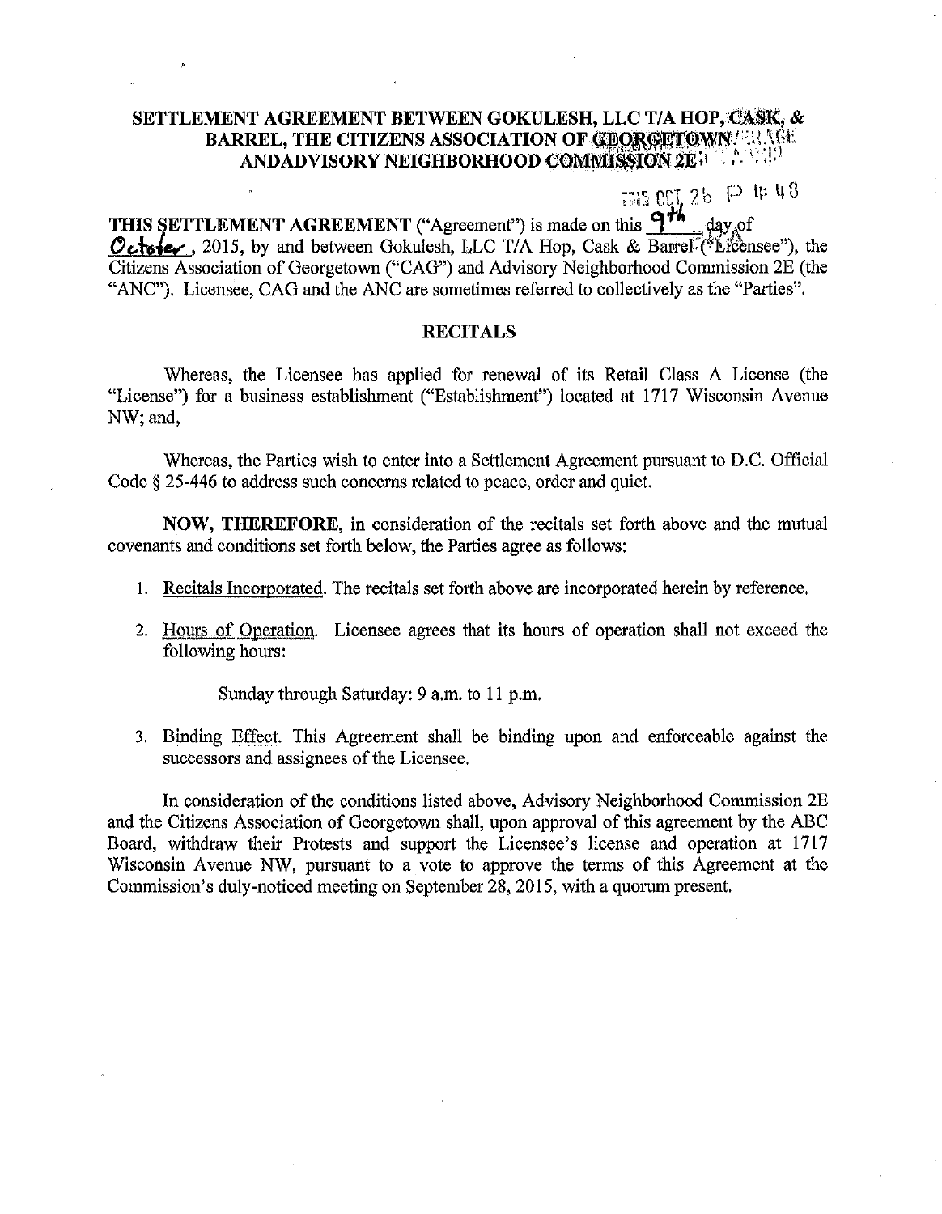# SETTLEMENT AGREEMENT BETWEEN GOKULESH, LLC T/A HOP, CASK, & BARREL, THE CITIZENS ASSOCIATION OF GEORGETOWN AND ADVISORY NEIGHBORHOOD COMMISSION 2E

2015 OCT 26 P 4:48

**THIS SETTLEMENT AGREEMENT** ("Agreement") is made on this 9th day of October, 2015, by and between Gokulesh, LLC T/A Hop, Cask & Barrel ("Licensee"), the Citizens Association of Georgetown ("CAG") and Advisory Neighborhood Commission 2E (the "ANC"). Licensee, CAG and the ANC are sometimes referred to collectively as the "Parties".

## RECITALS

Whereas, the Licensee has applied for renewal of its Retail Class A License (the "License") for a business establishment ("Establishment") located at 1717 Wisconsin Avenue NW; and,

Whereas, the Parties wish to enter into a Settlement Agreement pursuant to D.C. Official Code § 25-446 to address such concerns related to peace, order and quiet.

**NOW, THEREFORE,** in consideration of the recitals set forth above and the mutual covenants and conditions set forth below, the Parties agree as follows:

1. Recitals Incorporated. The recitals set forth above are incorporated herein by reference.

2. Hours of Operation. Licensee agrees that its hours of operation shall not exceed the following hours:

   Sunday through Saturday: 9 a.m. to 11 p.m.

3. Binding Effect. This Agreement shall be binding upon and enforceable against the successors and assignees of the Licensee.

In consideration of the conditions listed above, Advisory Neighborhood Commission 2E and the Citizens Association of Georgetown shall, upon approval of this agreement by the ABC Board, withdraw their Protests and support the Licensee's license and operation at 1717 Wisconsin Avenue NW, pursuant to a vote to approve the terms of this Agreement at the Commission's duly-noticed meeting on September 28, 2015, with a quorum present.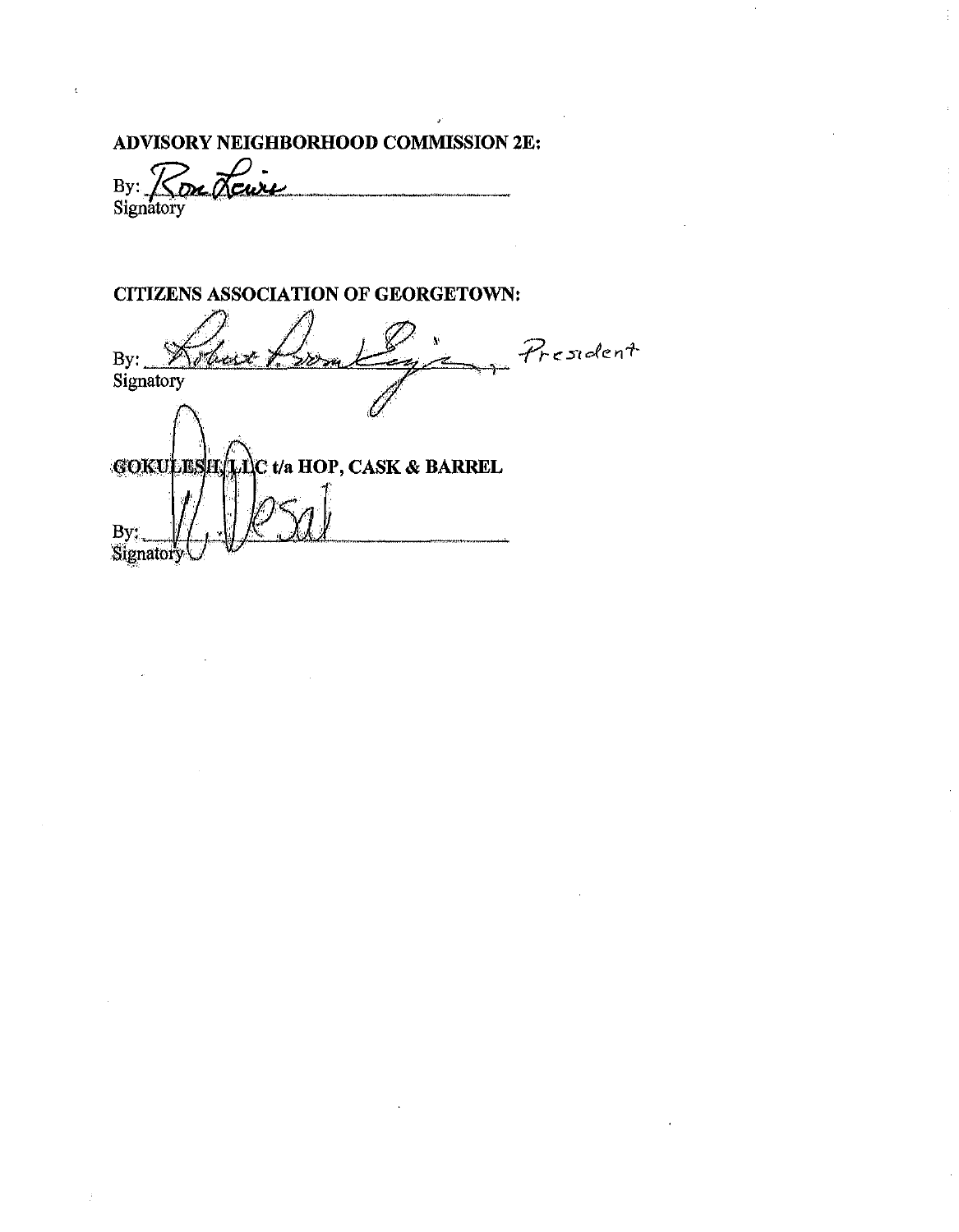**ADVISORY NEIGHBORHOOD COMMISSION 2E:**

By: Ron Lewis
Signatory

**CITIZENS ASSOCIATION OF GEORGETOWN:**

By: Robert vom Eigen, President
Signatory

**GOKULESH, LLC t/a HOP, CASK & BARREL**

By: N. Desai
Signatory